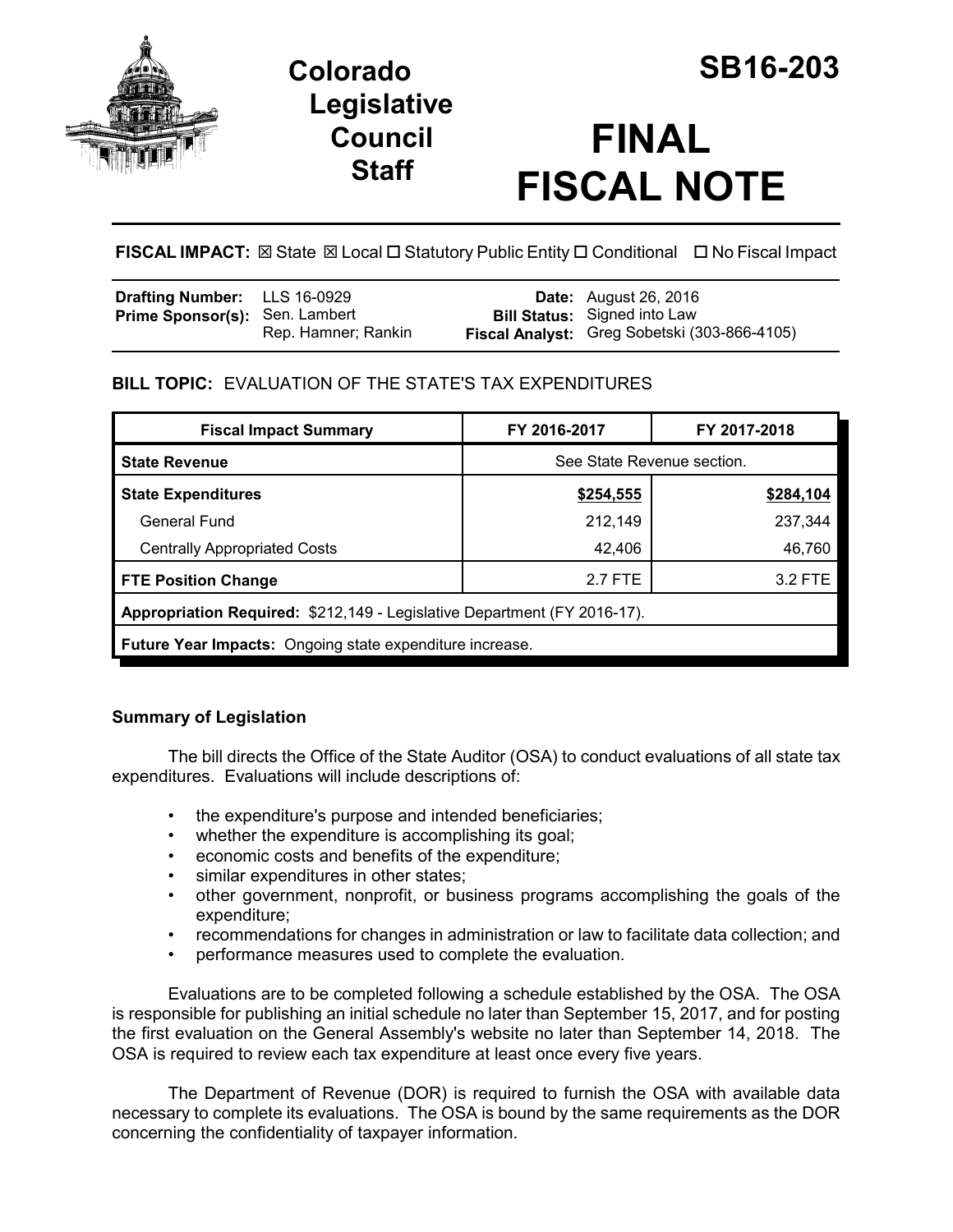# Colorado Legislative Council Staff

# SB16-203

# FINAL FISCAL NOTE

**FISCAL IMPACT:** ☒ State ☒ Local ☐ Statutory Public Entity ☐ Conditional ☐ No Fiscal Impact

| | | | |
|---|---|---|---|
| **Drafting Number:** | LLS 16-0929 | **Date:** | August 26, 2016 |
| **Prime Sponsor(s):** | Sen. Lambert<br>Rep. Hamner; Rankin | **Bill Status:** | Signed into Law |
| | | **Fiscal Analyst:** | Greg Sobetski (303-866-4105) |

**BILL TOPIC:** EVALUATION OF THE STATE'S TAX EXPENDITURES

| Fiscal Impact Summary | FY 2016-2017 | FY 2017-2018 |
|---|---|---|
| **State Revenue** | See State Revenue section. | |
| **State Expenditures** | **$254,555** | **$284,104** |
| General Fund | 212,149 | 237,344 |
| Centrally Appropriated Costs | 42,406 | 46,760 |
| **FTE Position Change** | 2.7 FTE | 3.2 FTE |
| **Appropriation Required:** $212,149 - Legislative Department (FY 2016-17). | | |
| **Future Year Impacts:** Ongoing state expenditure increase. | | |

### Summary of Legislation

The bill directs the Office of the State Auditor (OSA) to conduct evaluations of all state tax expenditures. Evaluations will include descriptions of:

- the expenditure's purpose and intended beneficiaries;
- whether the expenditure is accomplishing its goal;
- economic costs and benefits of the expenditure;
- similar expenditures in other states;
- other government, nonprofit, or business programs accomplishing the goals of the expenditure;
- recommendations for changes in administration or law to facilitate data collection; and
- performance measures used to complete the evaluation.

Evaluations are to be completed following a schedule established by the OSA. The OSA is responsible for publishing an initial schedule no later than September 15, 2017, and for posting the first evaluation on the General Assembly's website no later than September 14, 2018. The OSA is required to review each tax expenditure at least once every five years.

The Department of Revenue (DOR) is required to furnish the OSA with available data necessary to complete its evaluations. The OSA is bound by the same requirements as the DOR concerning the confidentiality of taxpayer information.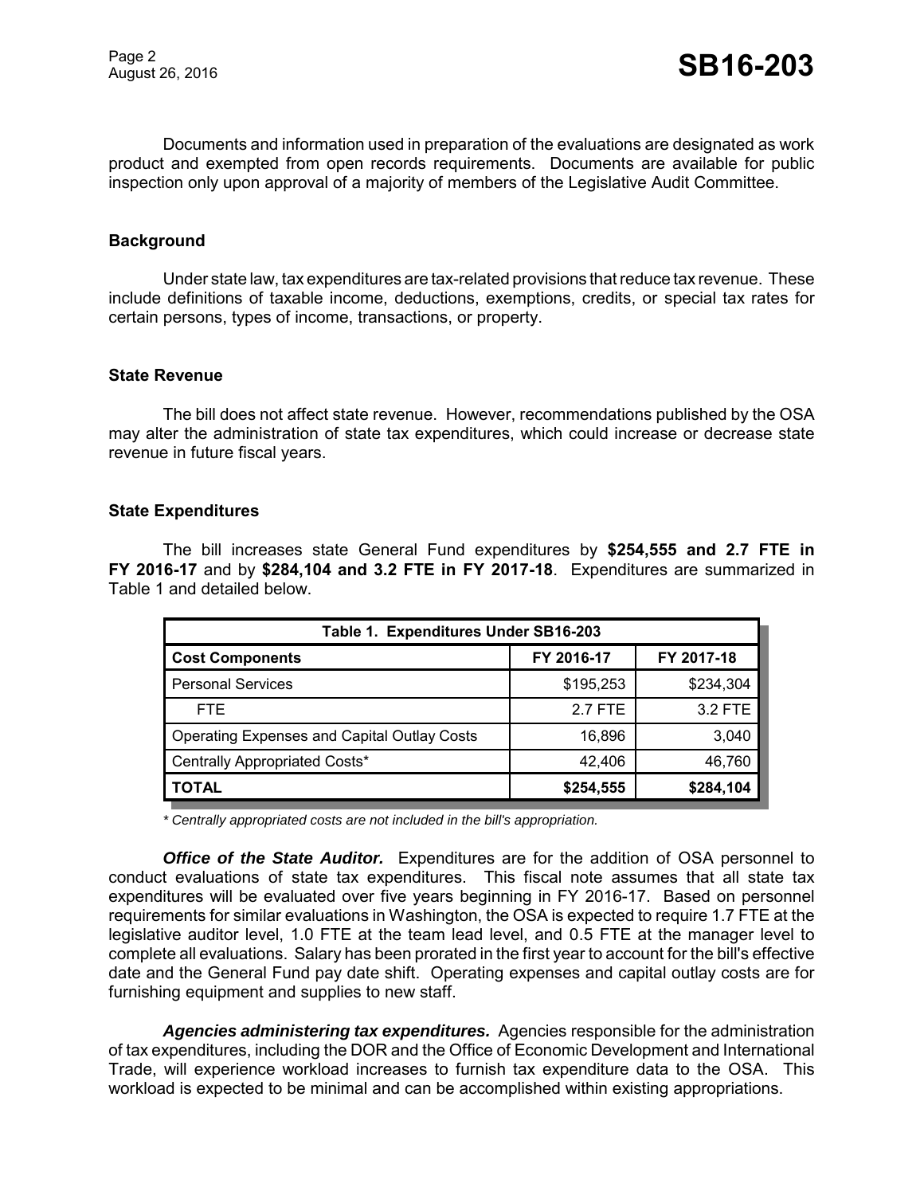Documents and information used in preparation of the evaluations are designated as work product and exempted from open records requirements. Documents are available for public inspection only upon approval of a majority of members of the Legislative Audit Committee.

## Background

Under state law, tax expenditures are tax-related provisions that reduce tax revenue. These include definitions of taxable income, deductions, exemptions, credits, or special tax rates for certain persons, types of income, transactions, or property.

## State Revenue

The bill does not affect state revenue. However, recommendations published by the OSA may alter the administration of state tax expenditures, which could increase or decrease state revenue in future fiscal years.

## State Expenditures

The bill increases state General Fund expenditures by **$254,555 and 2.7 FTE in FY 2016-17** and by **$284,104 and 3.2 FTE in FY 2017-18**. Expenditures are summarized in Table 1 and detailed below.

| Table 1. Expenditures Under SB16-203 | | |
|---|---|---|
| **Cost Components** | **FY 2016-17** | **FY 2017-18** |
| Personal Services | $195,253 | $234,304 |
| FTE | 2.7 FTE | 3.2 FTE |
| Operating Expenses and Capital Outlay Costs | 16,896 | 3,040 |
| Centrally Appropriated Costs* | 42,406 | 46,760 |
| **TOTAL** | **$254,555** | **$284,104** |

*\* Centrally appropriated costs are not included in the bill's appropriation.*

***Office of the State Auditor.*** Expenditures are for the addition of OSA personnel to conduct evaluations of state tax expenditures. This fiscal note assumes that all state tax expenditures will be evaluated over five years beginning in FY 2016-17. Based on personnel requirements for similar evaluations in Washington, the OSA is expected to require 1.7 FTE at the legislative auditor level, 1.0 FTE at the team lead level, and 0.5 FTE at the manager level to complete all evaluations. Salary has been prorated in the first year to account for the bill's effective date and the General Fund pay date shift. Operating expenses and capital outlay costs are for furnishing equipment and supplies to new staff.

***Agencies administering tax expenditures.*** Agencies responsible for the administration of tax expenditures, including the DOR and the Office of Economic Development and International Trade, will experience workload increases to furnish tax expenditure data to the OSA. This workload is expected to be minimal and can be accomplished within existing appropriations.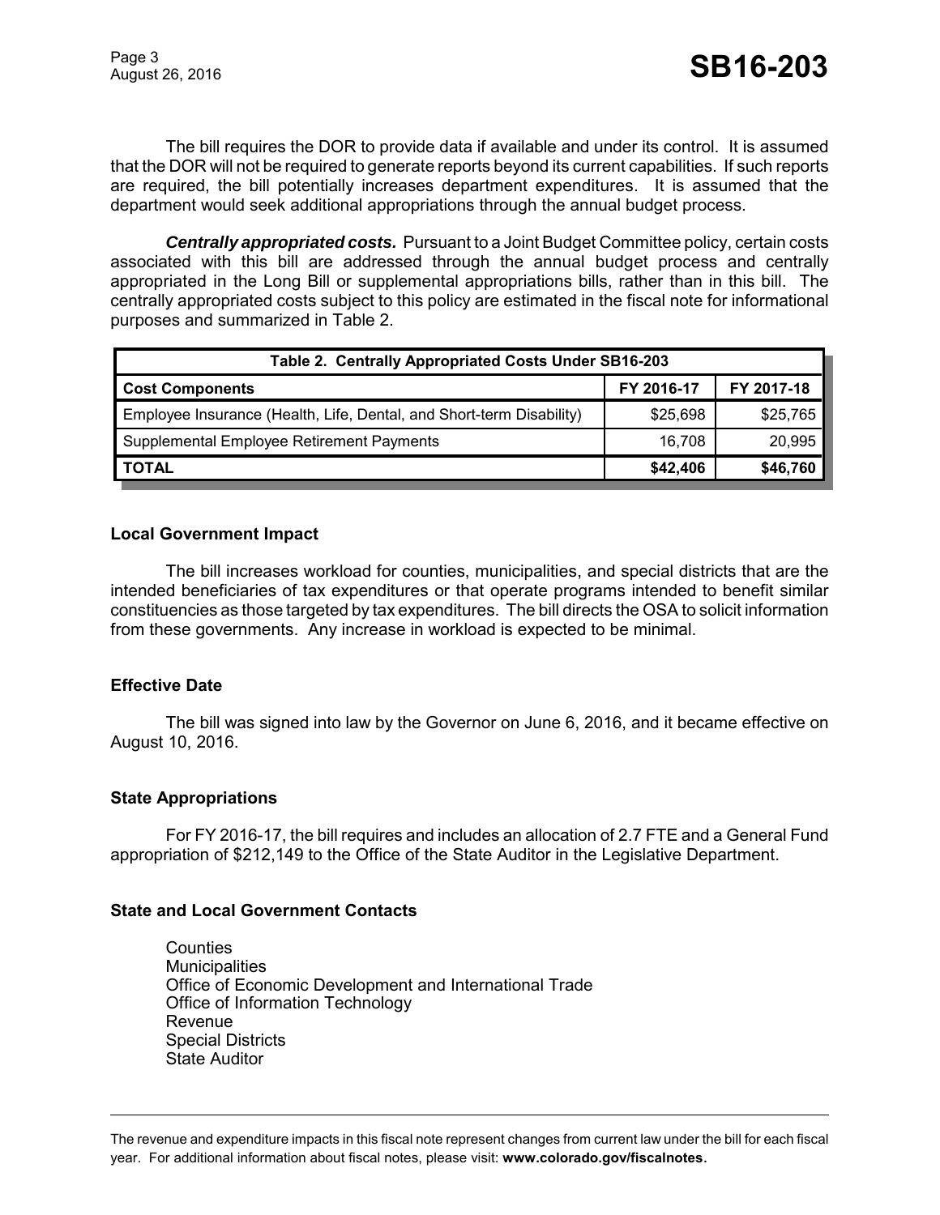The bill requires the DOR to provide data if available and under its control. It is assumed that the DOR will not be required to generate reports beyond its current capabilities. If such reports are required, the bill potentially increases department expenditures. It is assumed that the department would seek additional appropriations through the annual budget process.

***Centrally appropriated costs.*** Pursuant to a Joint Budget Committee policy, certain costs associated with this bill are addressed through the annual budget process and centrally appropriated in the Long Bill or supplemental appropriations bills, rather than in this bill. The centrally appropriated costs subject to this policy are estimated in the fiscal note for informational purposes and summarized in Table 2.

**Table 2. Centrally Appropriated Costs Under SB16-203**

| Cost Components | FY 2016-17 | FY 2017-18 |
|---|---|---|
| Employee Insurance (Health, Life, Dental, and Short-term Disability) | $25,698 | $25,765 |
| Supplemental Employee Retirement Payments | 16,708 | 20,995 |
| **TOTAL** | **$42,406** | **$46,760** |

### Local Government Impact

The bill increases workload for counties, municipalities, and special districts that are the intended beneficiaries of tax expenditures or that operate programs intended to benefit similar constituencies as those targeted by tax expenditures. The bill directs the OSA to solicit information from these governments. Any increase in workload is expected to be minimal.

### Effective Date

The bill was signed into law by the Governor on June 6, 2016, and it became effective on August 10, 2016.

### State Appropriations

For FY 2016-17, the bill requires and includes an allocation of 2.7 FTE and a General Fund appropriation of $212,149 to the Office of the State Auditor in the Legislative Department.

### State and Local Government Contacts

Counties
Municipalities
Office of Economic Development and International Trade
Office of Information Technology
Revenue
Special Districts
State Auditor

The revenue and expenditure impacts in this fiscal note represent changes from current law under the bill for each fiscal year. For additional information about fiscal notes, please visit: **www.colorado.gov/fiscalnotes.**